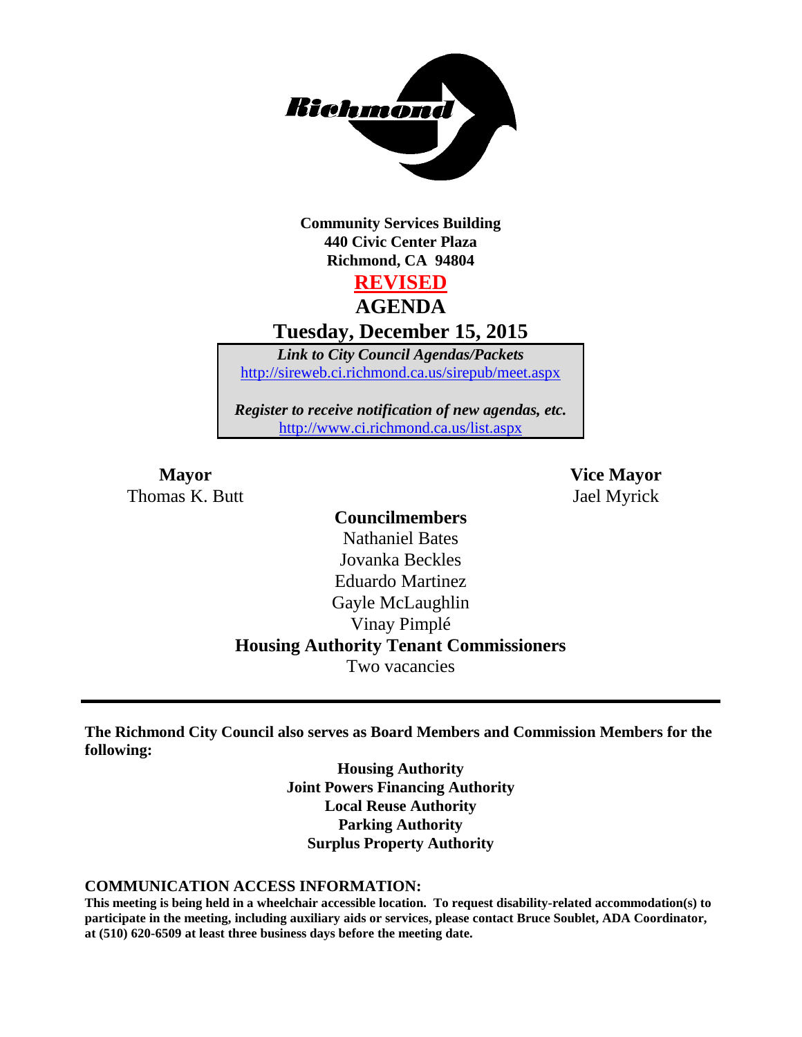**Community Services Building**
**440 Civic Center Plaza**
**Richmond, CA 94804**

# REVISED

# AGENDA

## Tuesday, December 15, 2015

*Link to City Council Agendas/Packets*
http://sireweb.ci.richmond.ca.us/sirepub/meet.aspx

*Register to receive notification of new agendas, etc.*
http://www.ci.richmond.ca.us/list.aspx

**Mayor**
Thomas K. Butt

**Vice Mayor**
Jael Myrick

**Councilmembers**
Nathaniel Bates
Jovanka Beckles
Eduardo Martinez
Gayle McLaughlin
Vinay Pimplé

**Housing Authority Tenant Commissioners**
Two vacancies

---

**The Richmond City Council also serves as Board Members and Commission Members for the following:**

**Housing Authority**
**Joint Powers Financing Authority**
**Local Reuse Authority**
**Parking Authority**
**Surplus Property Authority**

**COMMUNICATION ACCESS INFORMATION:**

**This meeting is being held in a wheelchair accessible location. To request disability-related accommodation(s) to participate in the meeting, including auxiliary aids or services, please contact Bruce Soublet, ADA Coordinator, at (510) 620-6509 at least three business days before the meeting date.**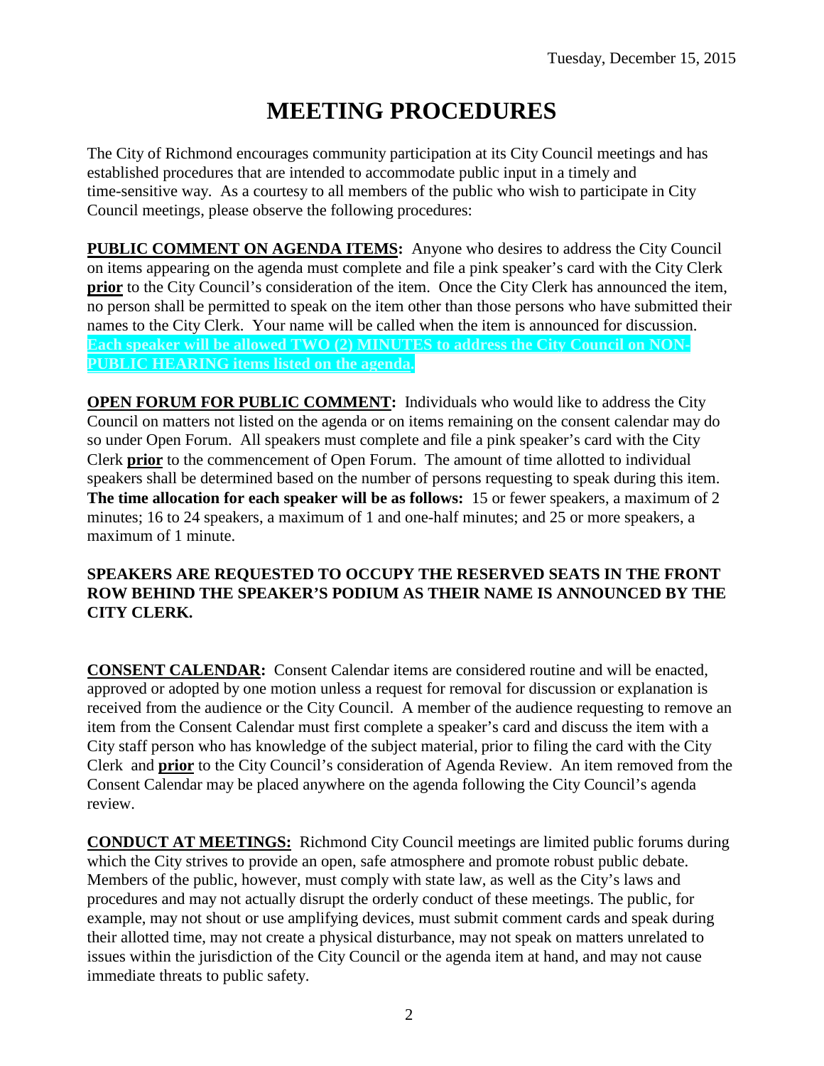Tuesday, December 15, 2015

# MEETING PROCEDURES

The City of Richmond encourages community participation at its City Council meetings and has established procedures that are intended to accommodate public input in a timely and time-sensitive way. As a courtesy to all members of the public who wish to participate in City Council meetings, please observe the following procedures:

**PUBLIC COMMENT ON AGENDA ITEMS:** Anyone who desires to address the City Council on items appearing on the agenda must complete and file a pink speaker's card with the City Clerk **prior** to the City Council's consideration of the item. Once the City Clerk has announced the item, no person shall be permitted to speak on the item other than those persons who have submitted their names to the City Clerk. Your name will be called when the item is announced for discussion. **Each speaker will be allowed TWO (2) MINUTES to address the City Council on NON-PUBLIC HEARING items listed on the agenda.**

**OPEN FORUM FOR PUBLIC COMMENT:** Individuals who would like to address the City Council on matters not listed on the agenda or on items remaining on the consent calendar may do so under Open Forum. All speakers must complete and file a pink speaker's card with the City Clerk **prior** to the commencement of Open Forum. The amount of time allotted to individual speakers shall be determined based on the number of persons requesting to speak during this item. **The time allocation for each speaker will be as follows:** 15 or fewer speakers, a maximum of 2 minutes; 16 to 24 speakers, a maximum of 1 and one-half minutes; and 25 or more speakers, a maximum of 1 minute.

**SPEAKERS ARE REQUESTED TO OCCUPY THE RESERVED SEATS IN THE FRONT ROW BEHIND THE SPEAKER'S PODIUM AS THEIR NAME IS ANNOUNCED BY THE CITY CLERK.**

**CONSENT CALENDAR:** Consent Calendar items are considered routine and will be enacted, approved or adopted by one motion unless a request for removal for discussion or explanation is received from the audience or the City Council. A member of the audience requesting to remove an item from the Consent Calendar must first complete a speaker's card and discuss the item with a City staff person who has knowledge of the subject material, prior to filing the card with the City Clerk and **prior** to the City Council's consideration of Agenda Review. An item removed from the Consent Calendar may be placed anywhere on the agenda following the City Council's agenda review.

**CONDUCT AT MEETINGS:** Richmond City Council meetings are limited public forums during which the City strives to provide an open, safe atmosphere and promote robust public debate. Members of the public, however, must comply with state law, as well as the City's laws and procedures and may not actually disrupt the orderly conduct of these meetings. The public, for example, may not shout or use amplifying devices, must submit comment cards and speak during their allotted time, may not create a physical disturbance, may not speak on matters unrelated to issues within the jurisdiction of the City Council or the agenda item at hand, and may not cause immediate threats to public safety.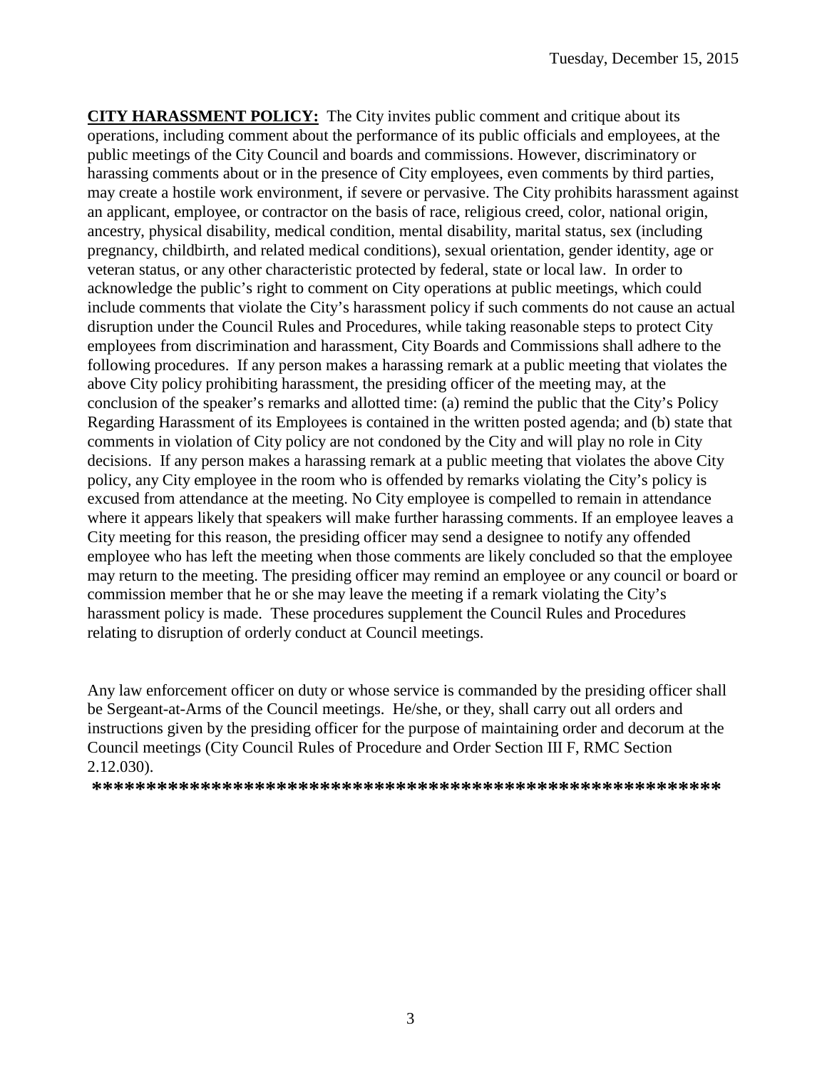**CITY HARASSMENT POLICY:** The City invites public comment and critique about its operations, including comment about the performance of its public officials and employees, at the public meetings of the City Council and boards and commissions. However, discriminatory or harassing comments about or in the presence of City employees, even comments by third parties, may create a hostile work environment, if severe or pervasive. The City prohibits harassment against an applicant, employee, or contractor on the basis of race, religious creed, color, national origin, ancestry, physical disability, medical condition, mental disability, marital status, sex (including pregnancy, childbirth, and related medical conditions), sexual orientation, gender identity, age or veteran status, or any other characteristic protected by federal, state or local law. In order to acknowledge the public's right to comment on City operations at public meetings, which could include comments that violate the City's harassment policy if such comments do not cause an actual disruption under the Council Rules and Procedures, while taking reasonable steps to protect City employees from discrimination and harassment, City Boards and Commissions shall adhere to the following procedures. If any person makes a harassing remark at a public meeting that violates the above City policy prohibiting harassment, the presiding officer of the meeting may, at the conclusion of the speaker's remarks and allotted time: (a) remind the public that the City's Policy Regarding Harassment of its Employees is contained in the written posted agenda; and (b) state that comments in violation of City policy are not condoned by the City and will play no role in City decisions. If any person makes a harassing remark at a public meeting that violates the above City policy, any City employee in the room who is offended by remarks violating the City's policy is excused from attendance at the meeting. No City employee is compelled to remain in attendance where it appears likely that speakers will make further harassing comments. If an employee leaves a City meeting for this reason, the presiding officer may send a designee to notify any offended employee who has left the meeting when those comments are likely concluded so that the employee may return to the meeting. The presiding officer may remind an employee or any council or board or commission member that he or she may leave the meeting if a remark violating the City's harassment policy is made. These procedures supplement the Council Rules and Procedures relating to disruption of orderly conduct at Council meetings.

Any law enforcement officer on duty or whose service is commanded by the presiding officer shall be Sergeant-at-Arms of the Council meetings. He/she, or they, shall carry out all orders and instructions given by the presiding officer for the purpose of maintaining order and decorum at the Council meetings (City Council Rules of Procedure and Order Section III F, RMC Section 2.12.030).

**\*\*\*\*\*\*\*\*\*\*\*\*\*\*\*\*\*\*\*\*\*\*\*\*\*\*\*\*\*\*\*\*\*\*\*\*\*\*\*\*\*\*\*\*\*\*\*\*\*\*\*\*\*\*\*\*\*\*\*\***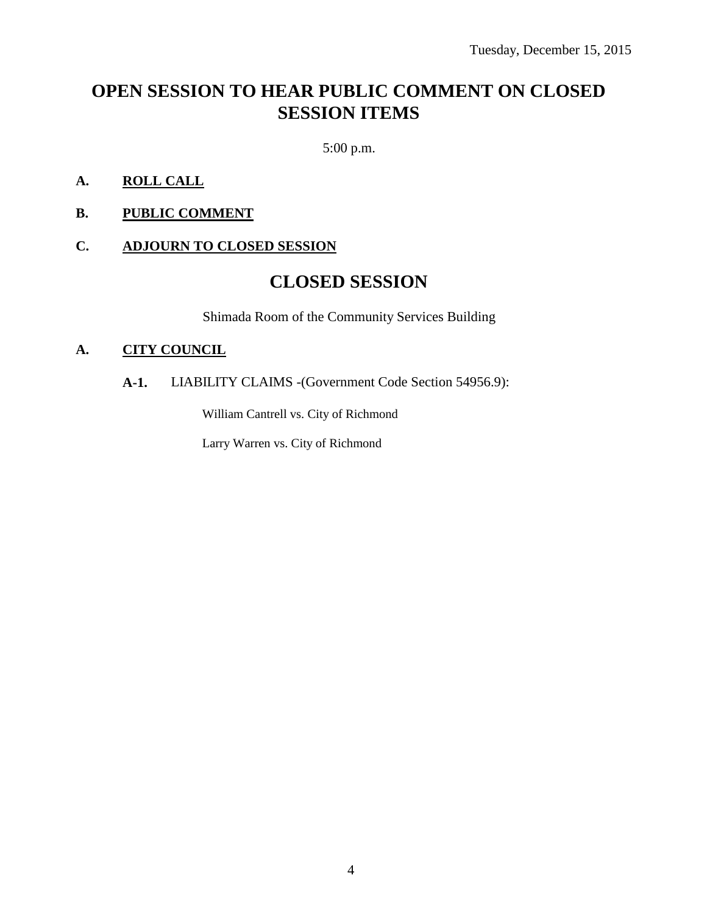Tuesday, December 15, 2015

# OPEN SESSION TO HEAR PUBLIC COMMENT ON CLOSED SESSION ITEMS

5:00 p.m.

**A. ROLL CALL**

**B. PUBLIC COMMENT**

**C. ADJOURN TO CLOSED SESSION**

# CLOSED SESSION

Shimada Room of the Community Services Building

**A. CITY COUNCIL**

**A-1.** LIABILITY CLAIMS -(Government Code Section 54956.9):

William Cantrell vs. City of Richmond

Larry Warren vs. City of Richmond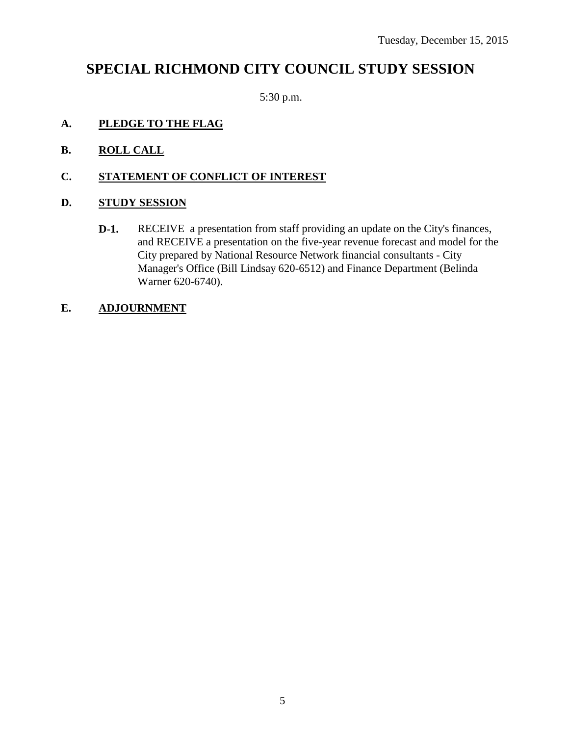Tuesday, December 15, 2015

# SPECIAL RICHMOND CITY COUNCIL STUDY SESSION

5:30 p.m.

**A. PLEDGE TO THE FLAG**

**B. ROLL CALL**

**C. STATEMENT OF CONFLICT OF INTEREST**

**D. STUDY SESSION**

**D-1.** RECEIVE a presentation from staff providing an update on the City's finances, and RECEIVE a presentation on the five-year revenue forecast and model for the City prepared by National Resource Network financial consultants - City Manager's Office (Bill Lindsay 620-6512) and Finance Department (Belinda Warner 620-6740).

**E. ADJOURNMENT**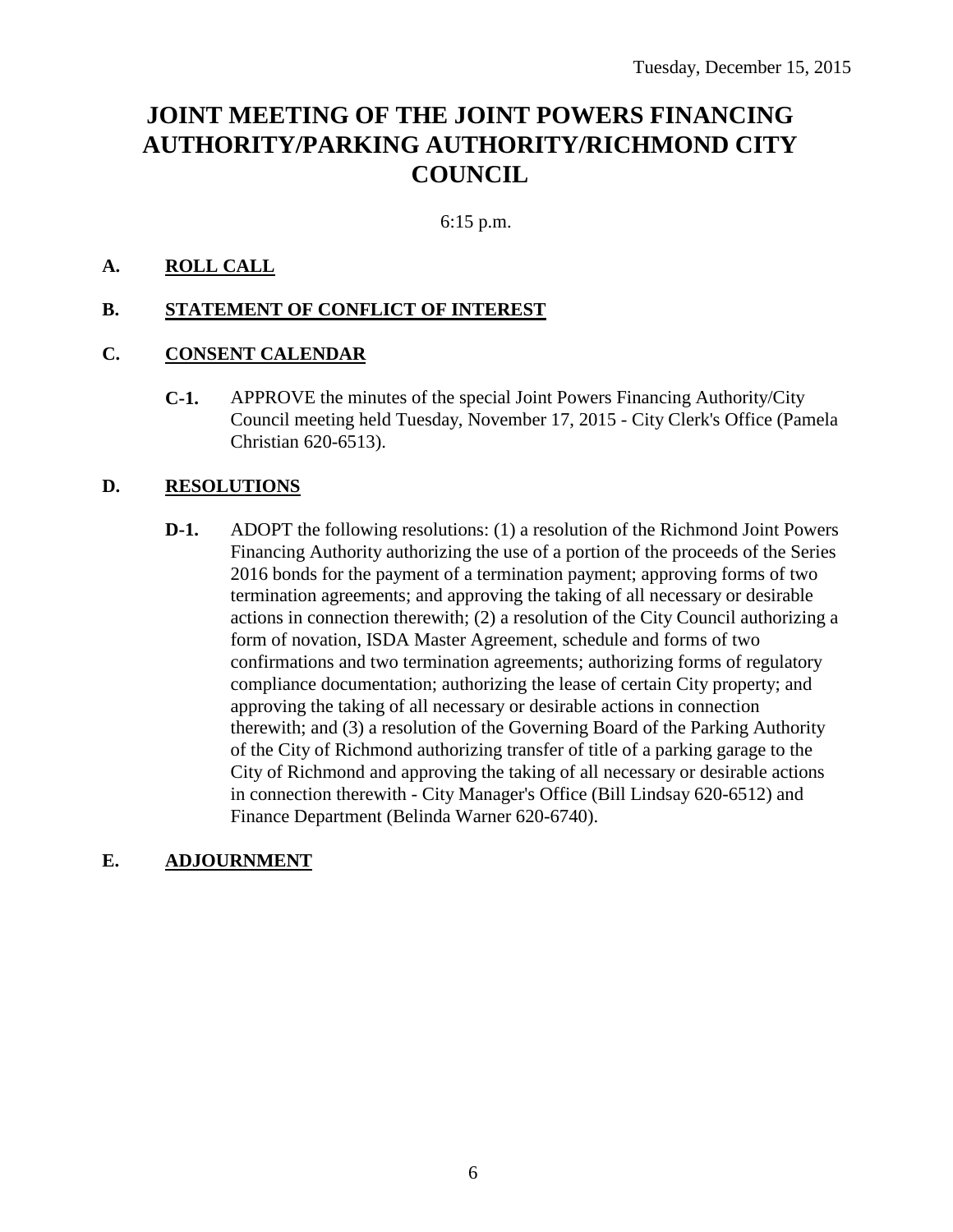Tuesday, December 15, 2015

# JOINT MEETING OF THE JOINT POWERS FINANCING AUTHORITY/PARKING AUTHORITY/RICHMOND CITY COUNCIL

6:15 p.m.

**A. ROLL CALL**

**B. STATEMENT OF CONFLICT OF INTEREST**

**C. CONSENT CALENDAR**

**C-1.** APPROVE the minutes of the special Joint Powers Financing Authority/City Council meeting held Tuesday, November 17, 2015 - City Clerk's Office (Pamela Christian 620-6513).

**D. RESOLUTIONS**

**D-1.** ADOPT the following resolutions: (1) a resolution of the Richmond Joint Powers Financing Authority authorizing the use of a portion of the proceeds of the Series 2016 bonds for the payment of a termination payment; approving forms of two termination agreements; and approving the taking of all necessary or desirable actions in connection therewith; (2) a resolution of the City Council authorizing a form of novation, ISDA Master Agreement, schedule and forms of two confirmations and two termination agreements; authorizing forms of regulatory compliance documentation; authorizing the lease of certain City property; and approving the taking of all necessary or desirable actions in connection therewith; and (3) a resolution of the Governing Board of the Parking Authority of the City of Richmond authorizing transfer of title of a parking garage to the City of Richmond and approving the taking of all necessary or desirable actions in connection therewith - City Manager's Office (Bill Lindsay 620-6512) and Finance Department (Belinda Warner 620-6740).

**E. ADJOURNMENT**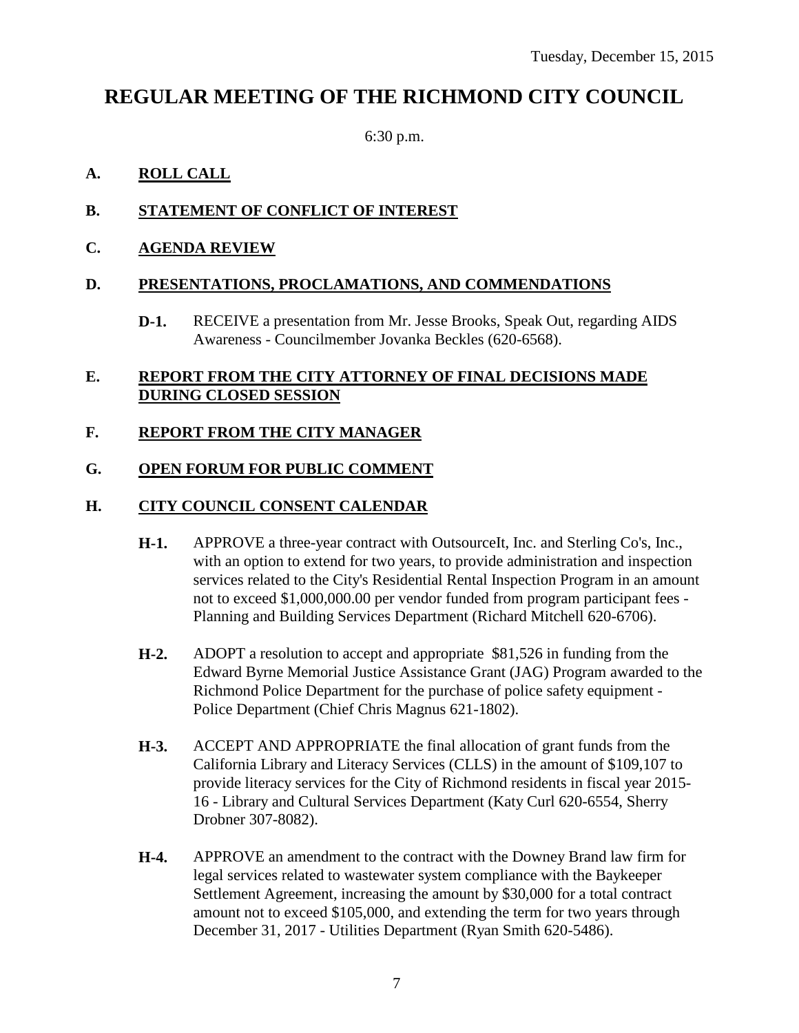Tuesday, December 15, 2015

# REGULAR MEETING OF THE RICHMOND CITY COUNCIL

6:30 p.m.

**A. ROLL CALL**

**B. STATEMENT OF CONFLICT OF INTEREST**

**C. AGENDA REVIEW**

**D. PRESENTATIONS, PROCLAMATIONS, AND COMMENDATIONS**

**D-1.** RECEIVE a presentation from Mr. Jesse Brooks, Speak Out, regarding AIDS Awareness - Councilmember Jovanka Beckles (620-6568).

**E. REPORT FROM THE CITY ATTORNEY OF FINAL DECISIONS MADE DURING CLOSED SESSION**

**F. REPORT FROM THE CITY MANAGER**

**G. OPEN FORUM FOR PUBLIC COMMENT**

**H. CITY COUNCIL CONSENT CALENDAR**

**H-1.** APPROVE a three-year contract with OutsourceIt, Inc. and Sterling Co's, Inc., with an option to extend for two years, to provide administration and inspection services related to the City's Residential Rental Inspection Program in an amount not to exceed $1,000,000.00 per vendor funded from program participant fees - Planning and Building Services Department (Richard Mitchell 620-6706).

**H-2.** ADOPT a resolution to accept and appropriate $81,526 in funding from the Edward Byrne Memorial Justice Assistance Grant (JAG) Program awarded to the Richmond Police Department for the purchase of police safety equipment - Police Department (Chief Chris Magnus 621-1802).

**H-3.** ACCEPT AND APPROPRIATE the final allocation of grant funds from the California Library and Literacy Services (CLLS) in the amount of $109,107 to provide literacy services for the City of Richmond residents in fiscal year 2015-16 - Library and Cultural Services Department (Katy Curl 620-6554, Sherry Drobner 307-8082).

**H-4.** APPROVE an amendment to the contract with the Downey Brand law firm for legal services related to wastewater system compliance with the Baykeeper Settlement Agreement, increasing the amount by $30,000 for a total contract amount not to exceed $105,000, and extending the term for two years through December 31, 2017 - Utilities Department (Ryan Smith 620-5486).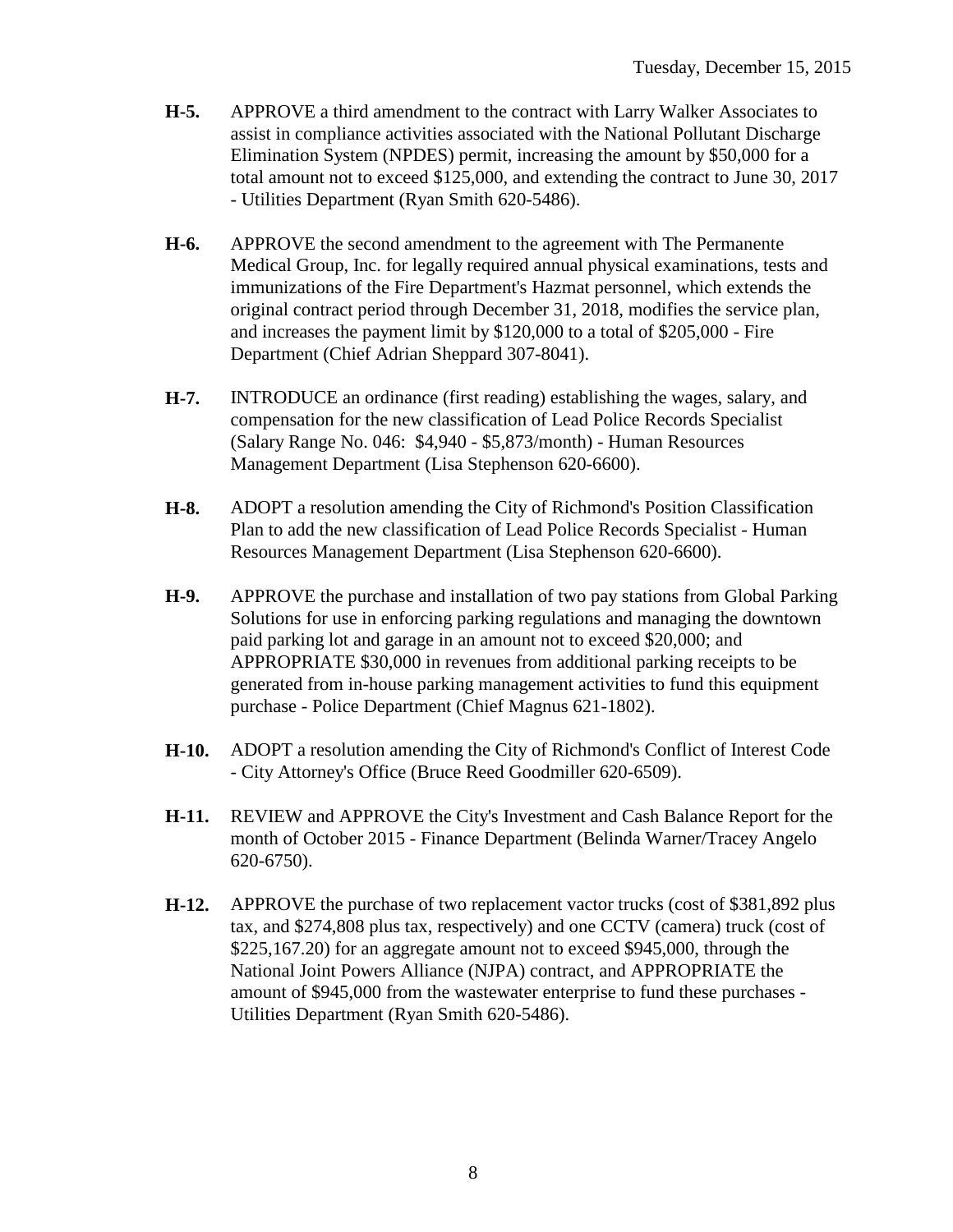**H-5.** APPROVE a third amendment to the contract with Larry Walker Associates to assist in compliance activities associated with the National Pollutant Discharge Elimination System (NPDES) permit, increasing the amount by $50,000 for a total amount not to exceed $125,000, and extending the contract to June 30, 2017 - Utilities Department (Ryan Smith 620-5486).

**H-6.** APPROVE the second amendment to the agreement with The Permanente Medical Group, Inc. for legally required annual physical examinations, tests and immunizations of the Fire Department's Hazmat personnel, which extends the original contract period through December 31, 2018, modifies the service plan, and increases the payment limit by $120,000 to a total of $205,000 - Fire Department (Chief Adrian Sheppard 307-8041).

**H-7.** INTRODUCE an ordinance (first reading) establishing the wages, salary, and compensation for the new classification of Lead Police Records Specialist (Salary Range No. 046: $4,940 - $5,873/month) - Human Resources Management Department (Lisa Stephenson 620-6600).

**H-8.** ADOPT a resolution amending the City of Richmond's Position Classification Plan to add the new classification of Lead Police Records Specialist - Human Resources Management Department (Lisa Stephenson 620-6600).

**H-9.** APPROVE the purchase and installation of two pay stations from Global Parking Solutions for use in enforcing parking regulations and managing the downtown paid parking lot and garage in an amount not to exceed $20,000; and APPROPRIATE $30,000 in revenues from additional parking receipts to be generated from in-house parking management activities to fund this equipment purchase - Police Department (Chief Magnus 621-1802).

**H-10.** ADOPT a resolution amending the City of Richmond's Conflict of Interest Code - City Attorney's Office (Bruce Reed Goodmiller 620-6509).

**H-11.** REVIEW and APPROVE the City's Investment and Cash Balance Report for the month of October 2015 - Finance Department (Belinda Warner/Tracey Angelo 620-6750).

**H-12.** APPROVE the purchase of two replacement vactor trucks (cost of $381,892 plus tax, and $274,808 plus tax, respectively) and one CCTV (camera) truck (cost of $225,167.20) for an aggregate amount not to exceed $945,000, through the National Joint Powers Alliance (NJPA) contract, and APPROPRIATE the amount of $945,000 from the wastewater enterprise to fund these purchases - Utilities Department (Ryan Smith 620-5486).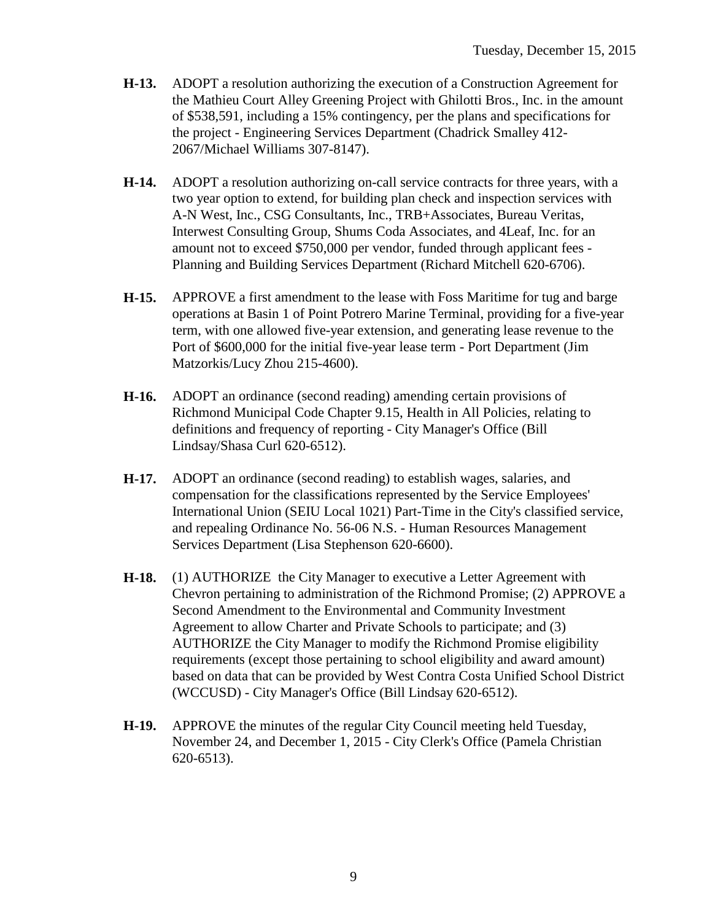**H-13.** ADOPT a resolution authorizing the execution of a Construction Agreement for the Mathieu Court Alley Greening Project with Ghilotti Bros., Inc. in the amount of $538,591, including a 15% contingency, per the plans and specifications for the project - Engineering Services Department (Chadrick Smalley 412-2067/Michael Williams 307-8147).

**H-14.** ADOPT a resolution authorizing on-call service contracts for three years, with a two year option to extend, for building plan check and inspection services with A-N West, Inc., CSG Consultants, Inc., TRB+Associates, Bureau Veritas, Interwest Consulting Group, Shums Coda Associates, and 4Leaf, Inc. for an amount not to exceed $750,000 per vendor, funded through applicant fees - Planning and Building Services Department (Richard Mitchell 620-6706).

**H-15.** APPROVE a first amendment to the lease with Foss Maritime for tug and barge operations at Basin 1 of Point Potrero Marine Terminal, providing for a five-year term, with one allowed five-year extension, and generating lease revenue to the Port of $600,000 for the initial five-year lease term - Port Department (Jim Matzorkis/Lucy Zhou 215-4600).

**H-16.** ADOPT an ordinance (second reading) amending certain provisions of Richmond Municipal Code Chapter 9.15, Health in All Policies, relating to definitions and frequency of reporting - City Manager's Office (Bill Lindsay/Shasa Curl 620-6512).

**H-17.** ADOPT an ordinance (second reading) to establish wages, salaries, and compensation for the classifications represented by the Service Employees' International Union (SEIU Local 1021) Part-Time in the City's classified service, and repealing Ordinance No. 56-06 N.S. - Human Resources Management Services Department (Lisa Stephenson 620-6600).

**H-18.** (1) AUTHORIZE the City Manager to executive a Letter Agreement with Chevron pertaining to administration of the Richmond Promise; (2) APPROVE a Second Amendment to the Environmental and Community Investment Agreement to allow Charter and Private Schools to participate; and (3) AUTHORIZE the City Manager to modify the Richmond Promise eligibility requirements (except those pertaining to school eligibility and award amount) based on data that can be provided by West Contra Costa Unified School District (WCCUSD) - City Manager's Office (Bill Lindsay 620-6512).

**H-19.** APPROVE the minutes of the regular City Council meeting held Tuesday, November 24, and December 1, 2015 - City Clerk's Office (Pamela Christian 620-6513).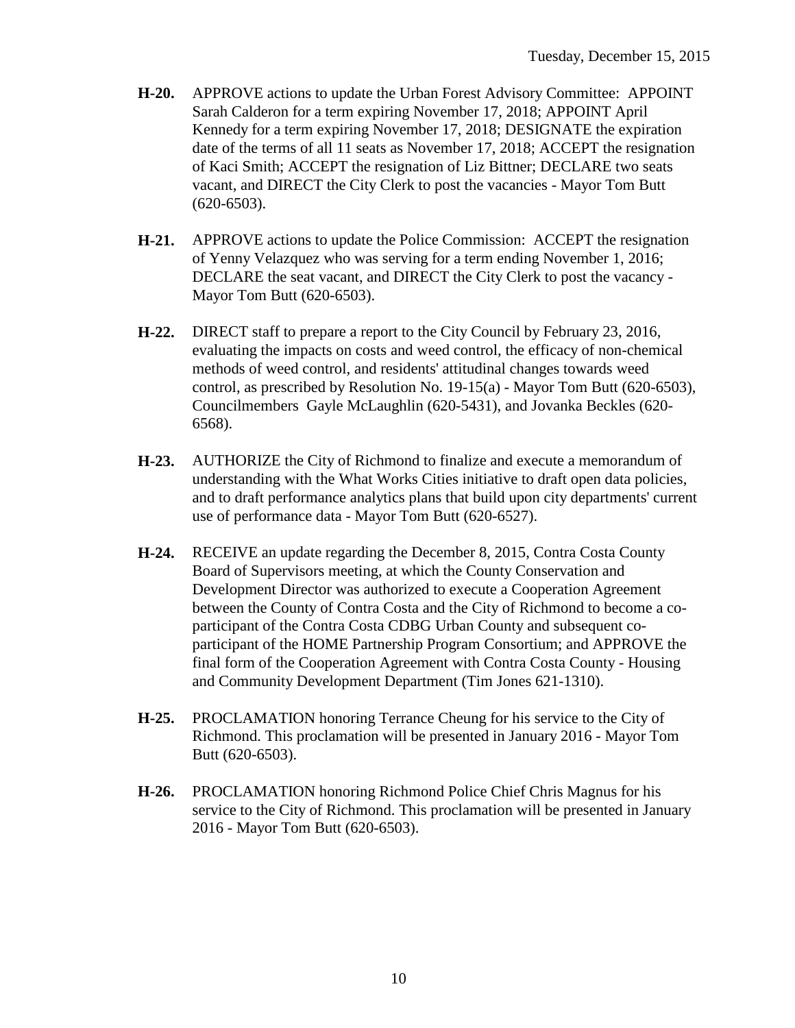**H-20.** APPROVE actions to update the Urban Forest Advisory Committee: APPOINT Sarah Calderon for a term expiring November 17, 2018; APPOINT April Kennedy for a term expiring November 17, 2018; DESIGNATE the expiration date of the terms of all 11 seats as November 17, 2018; ACCEPT the resignation of Kaci Smith; ACCEPT the resignation of Liz Bittner; DECLARE two seats vacant, and DIRECT the City Clerk to post the vacancies - Mayor Tom Butt (620-6503).

**H-21.** APPROVE actions to update the Police Commission: ACCEPT the resignation of Yenny Velazquez who was serving for a term ending November 1, 2016; DECLARE the seat vacant, and DIRECT the City Clerk to post the vacancy - Mayor Tom Butt (620-6503).

**H-22.** DIRECT staff to prepare a report to the City Council by February 23, 2016, evaluating the impacts on costs and weed control, the efficacy of non-chemical methods of weed control, and residents' attitudinal changes towards weed control, as prescribed by Resolution No. 19-15(a) - Mayor Tom Butt (620-6503), Councilmembers Gayle McLaughlin (620-5431), and Jovanka Beckles (620-6568).

**H-23.** AUTHORIZE the City of Richmond to finalize and execute a memorandum of understanding with the What Works Cities initiative to draft open data policies, and to draft performance analytics plans that build upon city departments' current use of performance data - Mayor Tom Butt (620-6527).

**H-24.** RECEIVE an update regarding the December 8, 2015, Contra Costa County Board of Supervisors meeting, at which the County Conservation and Development Director was authorized to execute a Cooperation Agreement between the County of Contra Costa and the City of Richmond to become a co-participant of the Contra Costa CDBG Urban County and subsequent co-participant of the HOME Partnership Program Consortium; and APPROVE the final form of the Cooperation Agreement with Contra Costa County - Housing and Community Development Department (Tim Jones 621-1310).

**H-25.** PROCLAMATION honoring Terrance Cheung for his service to the City of Richmond. This proclamation will be presented in January 2016 - Mayor Tom Butt (620-6503).

**H-26.** PROCLAMATION honoring Richmond Police Chief Chris Magnus for his service to the City of Richmond. This proclamation will be presented in January 2016 - Mayor Tom Butt (620-6503).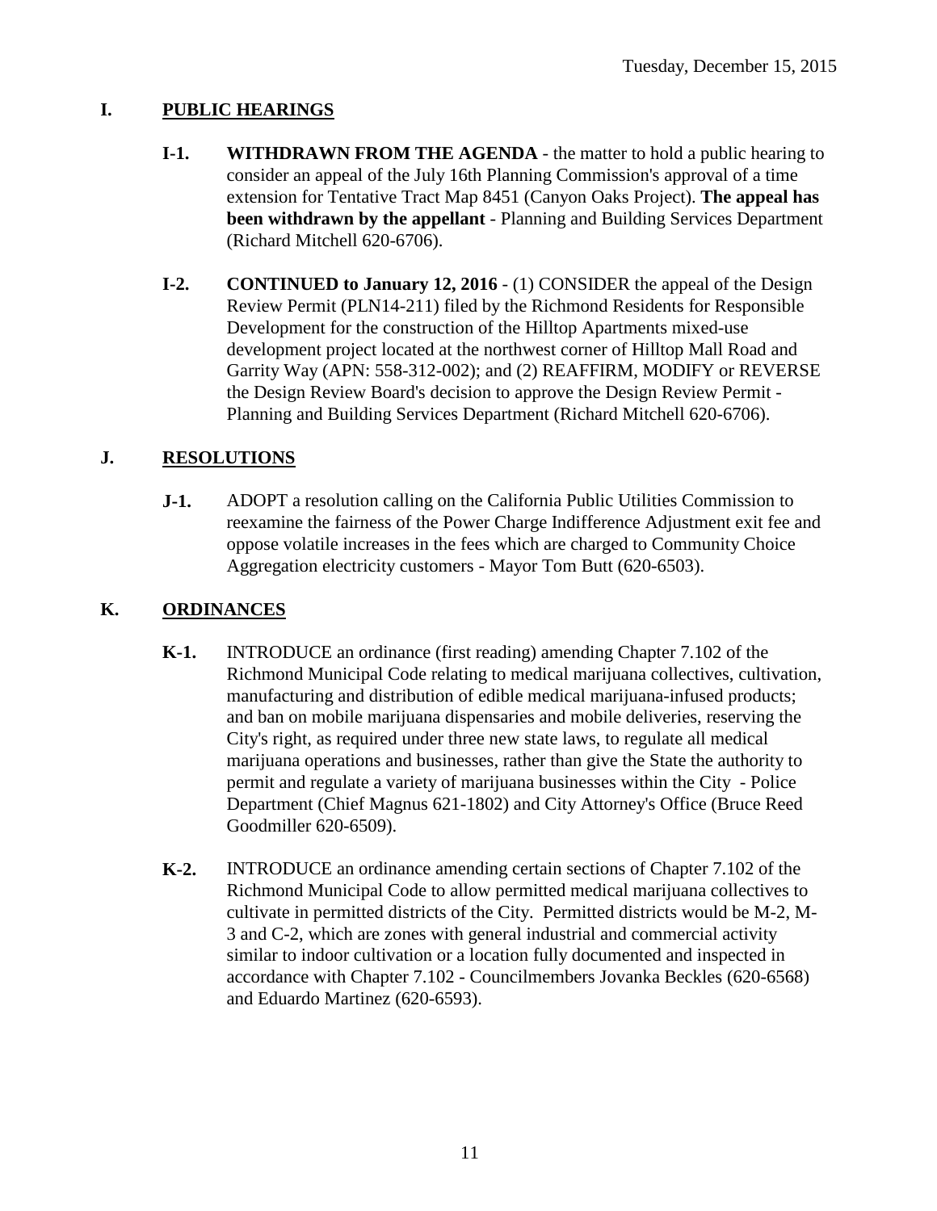## I. PUBLIC HEARINGS

**I-1.** **WITHDRAWN FROM THE AGENDA** - the matter to hold a public hearing to consider an appeal of the July 16th Planning Commission's approval of a time extension for Tentative Tract Map 8451 (Canyon Oaks Project). **The appeal has been withdrawn by the appellant** - Planning and Building Services Department (Richard Mitchell 620-6706).

**I-2.** **CONTINUED to January 12, 2016** - (1) CONSIDER the appeal of the Design Review Permit (PLN14-211) filed by the Richmond Residents for Responsible Development for the construction of the Hilltop Apartments mixed-use development project located at the northwest corner of Hilltop Mall Road and Garrity Way (APN: 558-312-002); and (2) REAFFIRM, MODIFY or REVERSE the Design Review Board's decision to approve the Design Review Permit - Planning and Building Services Department (Richard Mitchell 620-6706).

## J. RESOLUTIONS

**J-1.** ADOPT a resolution calling on the California Public Utilities Commission to reexamine the fairness of the Power Charge Indifference Adjustment exit fee and oppose volatile increases in the fees which are charged to Community Choice Aggregation electricity customers - Mayor Tom Butt (620-6503).

## K. ORDINANCES

**K-1.** INTRODUCE an ordinance (first reading) amending Chapter 7.102 of the Richmond Municipal Code relating to medical marijuana collectives, cultivation, manufacturing and distribution of edible medical marijuana-infused products; and ban on mobile marijuana dispensaries and mobile deliveries, reserving the City's right, as required under three new state laws, to regulate all medical marijuana operations and businesses, rather than give the State the authority to permit and regulate a variety of marijuana businesses within the City - Police Department (Chief Magnus 621-1802) and City Attorney's Office (Bruce Reed Goodmiller 620-6509).

**K-2.** INTRODUCE an ordinance amending certain sections of Chapter 7.102 of the Richmond Municipal Code to allow permitted medical marijuana collectives to cultivate in permitted districts of the City. Permitted districts would be M-2, M-3 and C-2, which are zones with general industrial and commercial activity similar to indoor cultivation or a location fully documented and inspected in accordance with Chapter 7.102 - Councilmembers Jovanka Beckles (620-6568) and Eduardo Martinez (620-6593).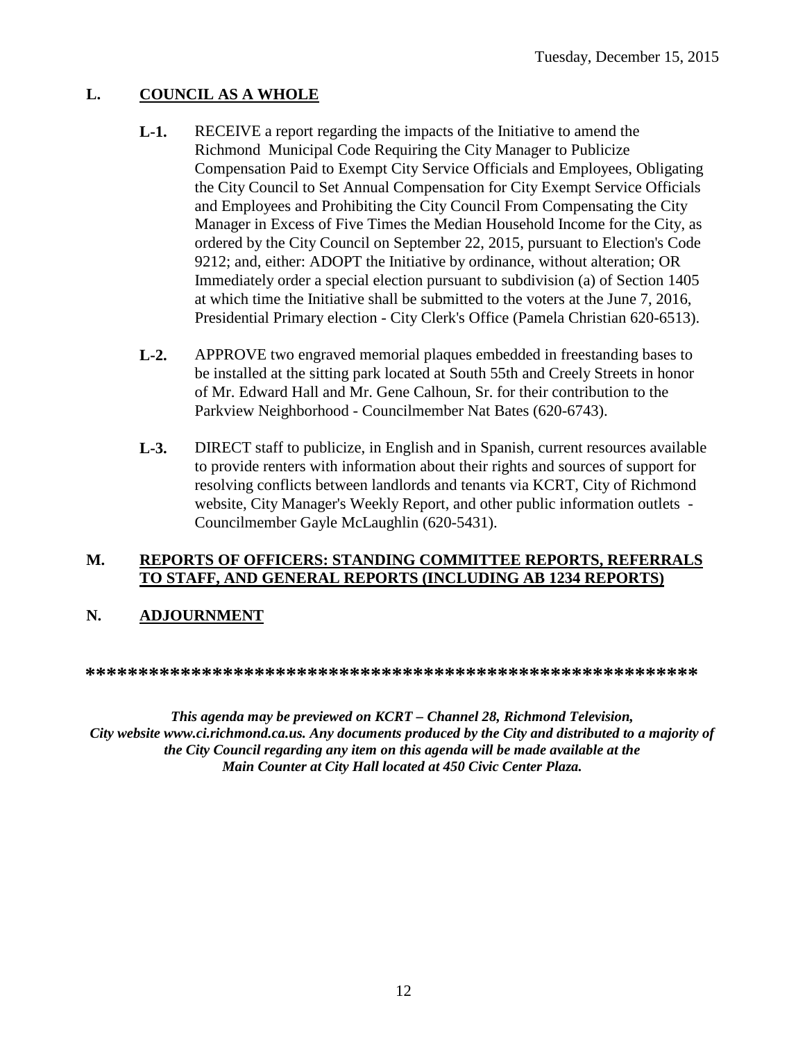## L. COUNCIL AS A WHOLE

**L-1.** RECEIVE a report regarding the impacts of the Initiative to amend the Richmond Municipal Code Requiring the City Manager to Publicize Compensation Paid to Exempt City Service Officials and Employees, Obligating the City Council to Set Annual Compensation for City Exempt Service Officials and Employees and Prohibiting the City Council From Compensating the City Manager in Excess of Five Times the Median Household Income for the City, as ordered by the City Council on September 22, 2015, pursuant to Election's Code 9212; and, either: ADOPT the Initiative by ordinance, without alteration; OR Immediately order a special election pursuant to subdivision (a) of Section 1405 at which time the Initiative shall be submitted to the voters at the June 7, 2016, Presidential Primary election - City Clerk's Office (Pamela Christian 620-6513).

**L-2.** APPROVE two engraved memorial plaques embedded in freestanding bases to be installed at the sitting park located at South 55th and Creely Streets in honor of Mr. Edward Hall and Mr. Gene Calhoun, Sr. for their contribution to the Parkview Neighborhood - Councilmember Nat Bates (620-6743).

**L-3.** DIRECT staff to publicize, in English and in Spanish, current resources available to provide renters with information about their rights and sources of support for resolving conflicts between landlords and tenants via KCRT, City of Richmond website, City Manager's Weekly Report, and other public information outlets - Councilmember Gayle McLaughlin (620-5431).

## M. REPORTS OF OFFICERS: STANDING COMMITTEE REPORTS, REFERRALS TO STAFF, AND GENERAL REPORTS (INCLUDING AB 1234 REPORTS)

## N. ADJOURNMENT

**********************************************************

***This agenda may be previewed on KCRT – Channel 28, Richmond Television, City website www.ci.richmond.ca.us. Any documents produced by the City and distributed to a majority of the City Council regarding any item on this agenda will be made available at the Main Counter at City Hall located at 450 Civic Center Plaza.***